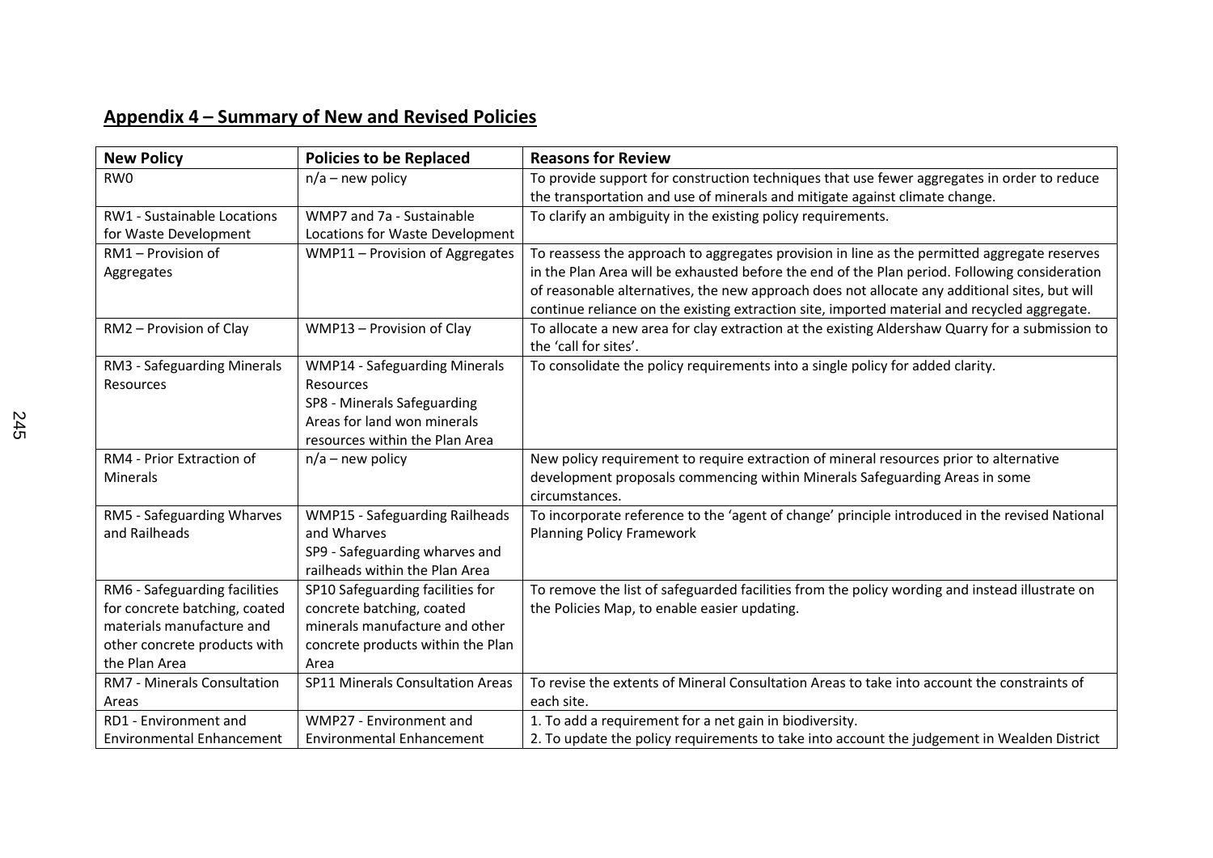## Appendix 4 – Summary of New and Revised Policies

| New Policy | Policies to be Replaced | Reasons for Review |
|---|---|---|
| RW0 | n/a – new policy | To provide support for construction techniques that use fewer aggregates in order to reduce the transportation and use of minerals and mitigate against climate change. |
| RW1 - Sustainable Locations for Waste Development | WMP7 and 7a - Sustainable Locations for Waste Development | To clarify an ambiguity in the existing policy requirements. |
| RM1 – Provision of Aggregates | WMP11 – Provision of Aggregates | To reassess the approach to aggregates provision in line as the permitted aggregate reserves in the Plan Area will be exhausted before the end of the Plan period. Following consideration of reasonable alternatives, the new approach does not allocate any additional sites, but will continue reliance on the existing extraction site, imported material and recycled aggregate. |
| RM2 – Provision of Clay | WMP13 – Provision of Clay | To allocate a new area for clay extraction at the existing Aldershaw Quarry for a submission to the 'call for sites'. |
| RM3 - Safeguarding Minerals Resources | WMP14 - Safeguarding Minerals Resources<br>SP8 - Minerals Safeguarding Areas for land won minerals resources within the Plan Area | To consolidate the policy requirements into a single policy for added clarity. |
| RM4 - Prior Extraction of Minerals | n/a – new policy | New policy requirement to require extraction of mineral resources prior to alternative development proposals commencing within Minerals Safeguarding Areas in some circumstances. |
| RM5 - Safeguarding Wharves and Railheads | WMP15 - Safeguarding Railheads and Wharves<br>SP9 - Safeguarding wharves and railheads within the Plan Area | To incorporate reference to the 'agent of change' principle introduced in the revised National Planning Policy Framework |
| RM6 - Safeguarding facilities for concrete batching, coated materials manufacture and other concrete products with the Plan Area | SP10 Safeguarding facilities for concrete batching, coated minerals manufacture and other concrete products within the Plan Area | To remove the list of safeguarded facilities from the policy wording and instead illustrate on the Policies Map, to enable easier updating. |
| RM7 - Minerals Consultation Areas | SP11 Minerals Consultation Areas | To revise the extents of Mineral Consultation Areas to take into account the constraints of each site. |
| RD1 - Environment and Environmental Enhancement | WMP27 - Environment and Environmental Enhancement | 1. To add a requirement for a net gain in biodiversity.<br>2. To update the policy requirements to take into account the judgement in Wealden District |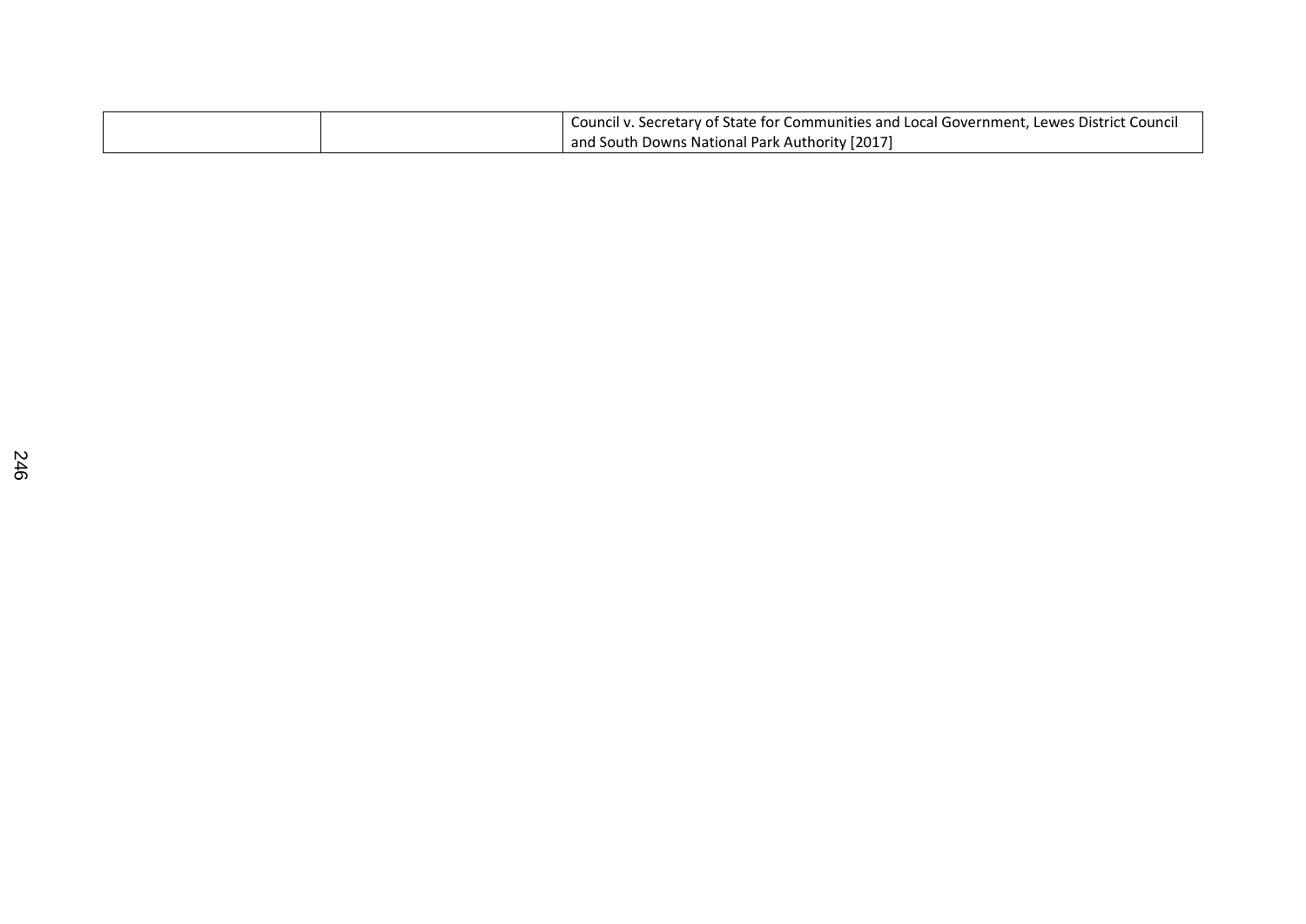| | | |
|---|---|---|
| | | Council v. Secretary of State for Communities and Local Government, Lewes District Council and South Downs National Park Authority [2017] |